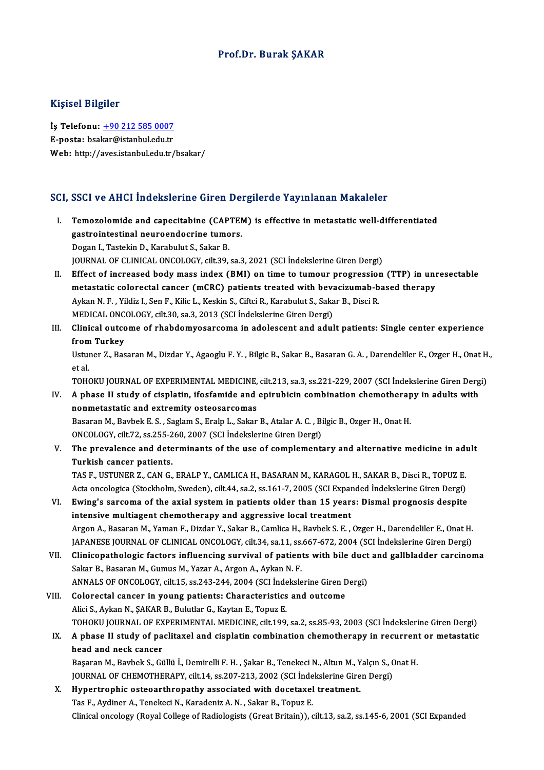# Prof.Dr. Burak ŞAKAR

## Kişisel Bilgiler

**İş Telefonu:** +90 212 585 0007
**E-posta:** bsakar@istanbul.edu.tr
**Web:** http://aves.istanbul.edu.tr/bsakar/

## SCI, SSCI ve AHCI İndekslerine Giren Dergilerde Yayınlanan Makaleler

I. **Temozolomide and capecitabine (CAPTEM) is effective in metastatic well-differentiated gastrointestinal neuroendocrine tumors.**
Dogan I., Tastekin D., Karabulut S., Sakar B.
JOURNAL OF CLINICAL ONCOLOGY, cilt.39, sa.3, 2021 (SCI İndekslerine Giren Dergi)

II. **Effect of increased body mass index (BMI) on time to tumour progression (TTP) in unresectable metastatic colorectal cancer (mCRC) patients treated with bevacizumab-based therapy**
Aykan N. F. , Yildiz I., Sen F., Kilic L., Keskin S., Ciftci R., Karabulut S., Sakar B., Disci R.
MEDICAL ONCOLOGY, cilt.30, sa.3, 2013 (SCI İndekslerine Giren Dergi)

III. **Clinical outcome of rhabdomyosarcoma in adolescent and adult patients: Single center experience from Turkey**
Ustuner Z., Basaran M., Dizdar Y., Agaoglu F. Y. , Bilgic B., Sakar B., Basaran G. A. , Darendeliler E., Ozger H., Onat H., et al.
TOHOKU JOURNAL OF EXPERIMENTAL MEDICINE, cilt.213, sa.3, ss.221-229, 2007 (SCI İndekslerine Giren Dergi)

IV. **A phase II study of cisplatin, ifosfamide and epirubicin combination chemotherapy in adults with nonmetastatic and extremity osteosarcomas**
Basaran M., Bavbek E. S. , Saglam S., Eralp L., Sakar B., Atalar A. C. , Bilgic B., Ozger H., Onat H.
ONCOLOGY, cilt.72, ss.255-260, 2007 (SCI İndekslerine Giren Dergi)

V. **The prevalence and determinants of the use of complementary and alternative medicine in adult Turkish cancer patients.**
TAS F., USTUNER Z., CAN G., ERALP Y., CAMLICA H., BASARAN M., KARAGOL H., SAKAR B., Disci R., TOPUZ E.
Acta oncologica (Stockholm, Sweden), cilt.44, sa.2, ss.161-7, 2005 (SCI Expanded İndekslerine Giren Dergi)

VI. **Ewing's sarcoma of the axial system in patients older than 15 years: Dismal prognosis despite intensive multiagent chemotherapy and aggressive local treatment**
Argon A., Basaran M., Yaman F., Dizdar Y., Sakar B., Camlica H., Bavbek S. E. , Ozger H., Darendeliler E., Onat H.
JAPANESE JOURNAL OF CLINICAL ONCOLOGY, cilt.34, sa.11, ss.667-672, 2004 (SCI İndekslerine Giren Dergi)

VII. **Clinicopathologic factors influencing survival of patients with bile duct and gallbladder carcinoma**
Sakar B., Basaran M., Gumus M., Yazar A., Argon A., Aykan N. F.
ANNALS OF ONCOLOGY, cilt.15, ss.243-244, 2004 (SCI İndekslerine Giren Dergi)

VIII. **Colorectal cancer in young patients: Characteristics and outcome**
Alici S., Aykan N., ŞAKAR B., Bulutlar G., Kaytan E., Topuz E.
TOHOKU JOURNAL OF EXPERIMENTAL MEDICINE, cilt.199, sa.2, ss.85-93, 2003 (SCI İndekslerine Giren Dergi)

IX. **A phase II study of paclitaxel and cisplatin combination chemotherapy in recurrent or metastatic head and neck cancer**
Başaran M., Bavbek S., Güllü İ., Demirelli F. H. , Şakar B., Tenekeci N., Altun M., Yalçın S., Onat H.
JOURNAL OF CHEMOTHERAPY, cilt.14, ss.207-213, 2002 (SCI İndekslerine Giren Dergi)

X. **Hypertrophic osteoarthropathy associated with docetaxel treatment.**
Tas F., Aydiner A., Tenekeci N., Karadeniz A. N. , Sakar B., Topuz E.
Clinical oncology (Royal College of Radiologists (Great Britain)), cilt.13, sa.2, ss.145-6, 2001 (SCI Expanded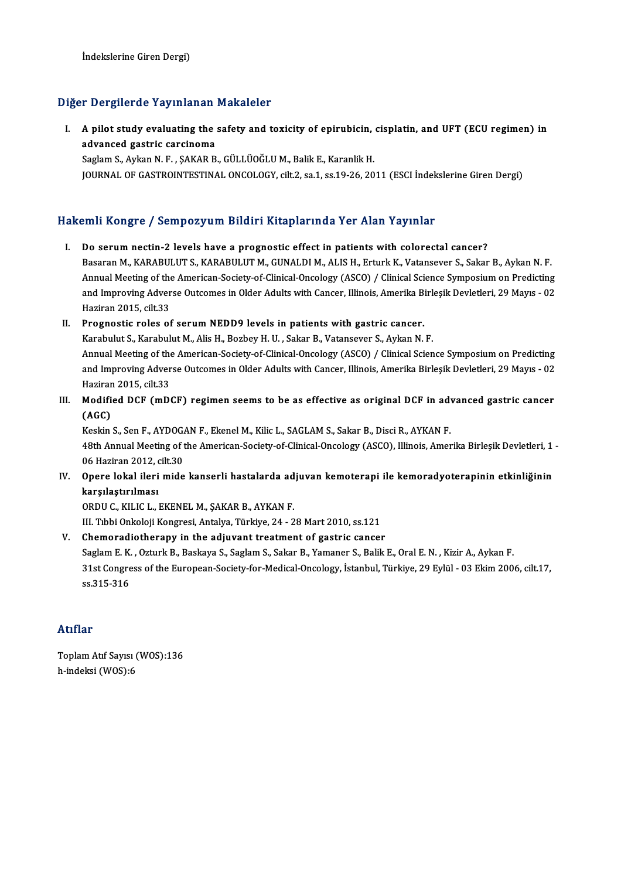İndekslerine Giren Dergi)

## Diğer Dergilerde Yayınlanan Makaleler

I. **A pilot study evaluating the safety and toxicity of epirubicin, cisplatin, and UFT (ECU regimen) in advanced gastric carcinoma**
Saglam S., Aykan N. F. , ŞAKAR B., GÜLLÜOĞLU M., Balik E., Karanlik H.
JOURNAL OF GASTROINTESTINAL ONCOLOGY, cilt.2, sa.1, ss.19-26, 2011 (ESCI İndekslerine Giren Dergi)

## Hakemli Kongre / Sempozyum Bildiri Kitaplarında Yer Alan Yayınlar

I. **Do serum nectin-2 levels have a prognostic effect in patients with colorectal cancer?**
Basaran M., KARABULUT S., KARABULUT M., GUNALDI M., ALIS H., Erturk K., Vatansever S., Sakar B., Aykan N. F.
Annual Meeting of the American-Society-of-Clinical-Oncology (ASCO) / Clinical Science Symposium on Predicting and Improving Adverse Outcomes in Older Adults with Cancer, Illinois, Amerika Birleşik Devletleri, 29 Mayıs - 02 Haziran 2015, cilt.33

II. **Prognostic roles of serum NEDD9 levels in patients with gastric cancer.**
Karabulut S., Karabulut M., Alis H., Bozbey H. U. , Sakar B., Vatansever S., Aykan N. F.
Annual Meeting of the American-Society-of-Clinical-Oncology (ASCO) / Clinical Science Symposium on Predicting and Improving Adverse Outcomes in Older Adults with Cancer, Illinois, Amerika Birleşik Devletleri, 29 Mayıs - 02 Haziran 2015, cilt.33

III. **Modified DCF (mDCF) regimen seems to be as effective as original DCF in advanced gastric cancer (AGC)**
Keskin S., Sen F., AYDOGAN F., Ekenel M., Kilic L., SAGLAM S., Sakar B., Disci R., AYKAN F.
48th Annual Meeting of the American-Society-of-Clinical-Oncology (ASCO), Illinois, Amerika Birleşik Devletleri, 1 - 06 Haziran 2012, cilt.30

IV. **Opere lokal ileri mide kanserli hastalarda adjuvan kemoterapi ile kemoradyoterapinin etkinliğinin karşılaştırılması**
ORDU C., KILIC L., EKENEL M., ŞAKAR B., AYKAN F.
III. Tıbbi Onkoloji Kongresi, Antalya, Türkiye, 24 - 28 Mart 2010, ss.121

V. **Chemoradiotherapy in the adjuvant treatment of gastric cancer**
Saglam E. K. , Ozturk B., Baskaya S., Saglam S., Sakar B., Yamaner S., Balik E., Oral E. N. , Kizir A., Aykan F.
31st Congress of the European-Society-for-Medical-Oncology, İstanbul, Türkiye, 29 Eylül - 03 Ekim 2006, cilt.17, ss.315-316

## Atıflar

Toplam Atıf Sayısı (WOS):136
h-indeksi (WOS):6